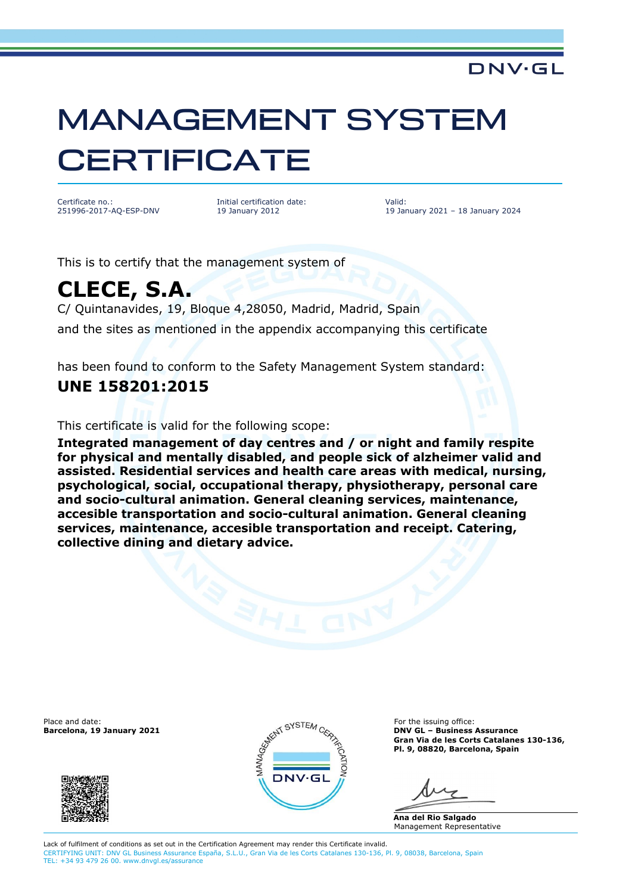DNV·GL

# MANAGEMENT SYSTEM CERTIFICATE

Certificate no.:
251996-2017-AQ-ESP-DNV

Initial certification date:
19 January 2012

Valid:
19 January 2021 – 18 January 2024

This is to certify that the management system of

## CLECE, S.A.

C/ Quintanavides, 19, Bloque 4,28050, Madrid, Madrid, Spain

and the sites as mentioned in the appendix accompanying this certificate

has been found to conform to the Safety Management System standard:

## UNE 158201:2015

This certificate is valid for the following scope:

**Integrated management of day centres and / or night and family respite for physical and mentally disabled, and people sick of alzheimer valid and assisted. Residential services and health care areas with medical, nursing, psychological, social, occupational therapy, physiotherapy, personal care and socio-cultural animation. General cleaning services, maintenance, accesible transportation and socio-cultural animation. General cleaning services, maintenance, accesible transportation and receipt. Catering, collective dining and dietary advice.**

Place and date:
**Barcelona, 19 January 2021**

For the issuing office:
**DNV GL – Business Assurance**
**Gran Via de les Corts Catalanes 130-136, Pl. 9, 08820, Barcelona, Spain**

**Ana del Rio Salgado**
Management Representative

Lack of fulfilment of conditions as set out in the Certification Agreement may render this Certificate invalid.
CERTIFYING UNIT: DNV GL Business Assurance España, S.L.U., Gran Via de les Corts Catalanes 130-136, Pl. 9, 08038, Barcelona, Spain
TEL: +34 93 479 26 00. www.dnvgl.es/assurance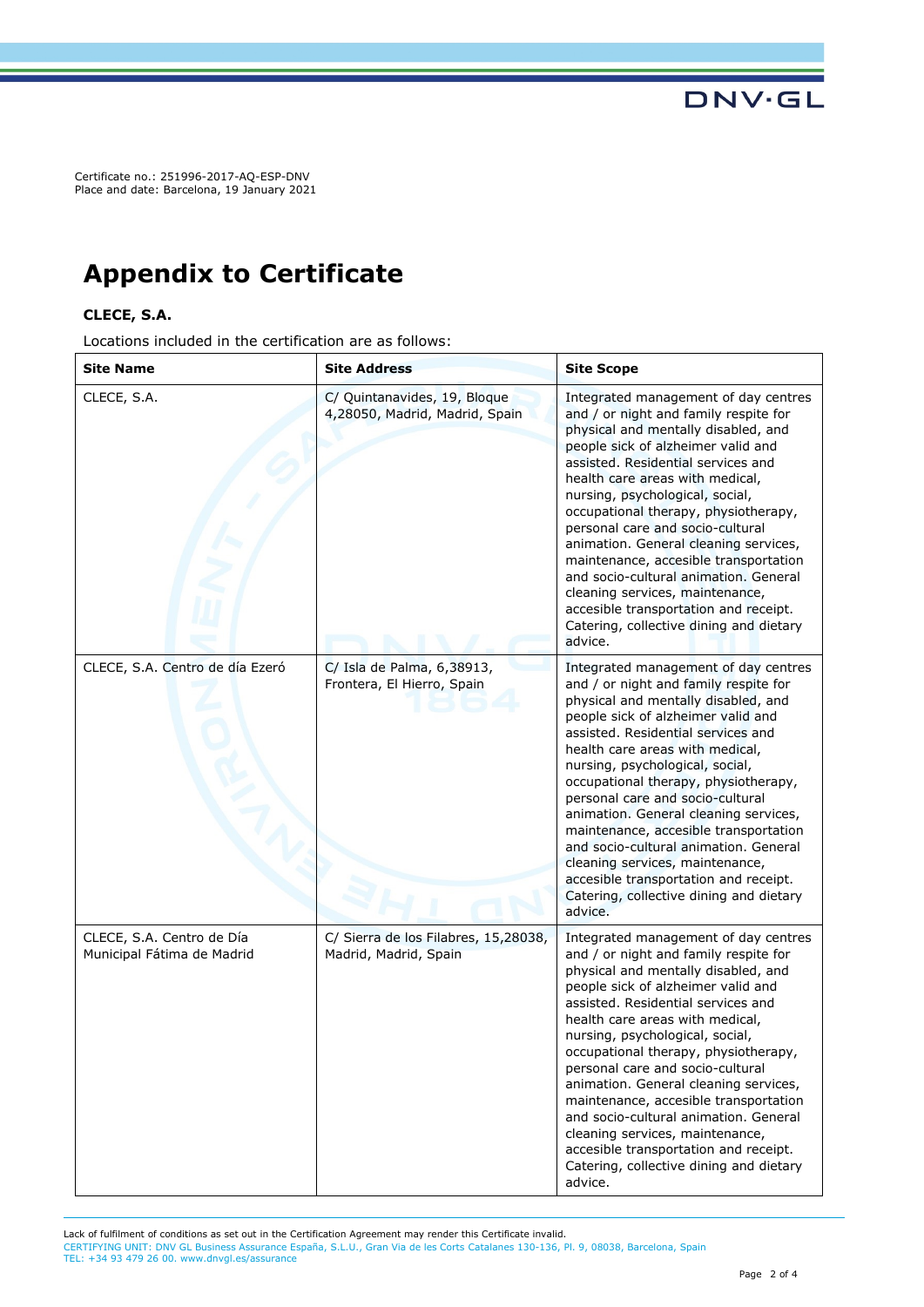Certificate no.: 251996-2017-AQ-ESP-DNV
Place and date: Barcelona, 19 January 2021

# Appendix to Certificate

**CLECE, S.A.**

Locations included in the certification are as follows:

| Site Name | Site Address | Site Scope |
|---|---|---|
| CLECE, S.A. | C/ Quintanavides, 19, Bloque 4,28050, Madrid, Madrid, Spain | Integrated management of day centres and / or night and family respite for physical and mentally disabled, and people sick of alzheimer valid and assisted. Residential services and health care areas with medical, nursing, psychological, social, occupational therapy, physiotherapy, personal care and socio-cultural animation. General cleaning services, maintenance, accesible transportation and socio-cultural animation. General cleaning services, maintenance, accesible transportation and receipt. Catering, collective dining and dietary advice. |
| CLECE, S.A. Centro de día Ezeró | C/ Isla de Palma, 6,38913, Frontera, El Hierro, Spain | Integrated management of day centres and / or night and family respite for physical and mentally disabled, and people sick of alzheimer valid and assisted. Residential services and health care areas with medical, nursing, psychological, social, occupational therapy, physiotherapy, personal care and socio-cultural animation. General cleaning services, maintenance, accesible transportation and socio-cultural animation. General cleaning services, maintenance, accesible transportation and receipt. Catering, collective dining and dietary advice. |
| CLECE, S.A. Centro de Día Municipal Fátima de Madrid | C/ Sierra de los Filabres, 15,28038, Madrid, Madrid, Spain | Integrated management of day centres and / or night and family respite for physical and mentally disabled, and people sick of alzheimer valid and assisted. Residential services and health care areas with medical, nursing, psychological, social, occupational therapy, physiotherapy, personal care and socio-cultural animation. General cleaning services, maintenance, accesible transportation and socio-cultural animation. General cleaning services, maintenance, accesible transportation and receipt. Catering, collective dining and dietary advice. |

Lack of fulfilment of conditions as set out in the Certification Agreement may render this Certificate invalid.
CERTIFYING UNIT: DNV GL Business Assurance España, S.L.U., Gran Via de les Corts Catalanes 130-136, Pl. 9, 08038, Barcelona, Spain
TEL: +34 93 479 26 00. www.dnvgl.es/assurance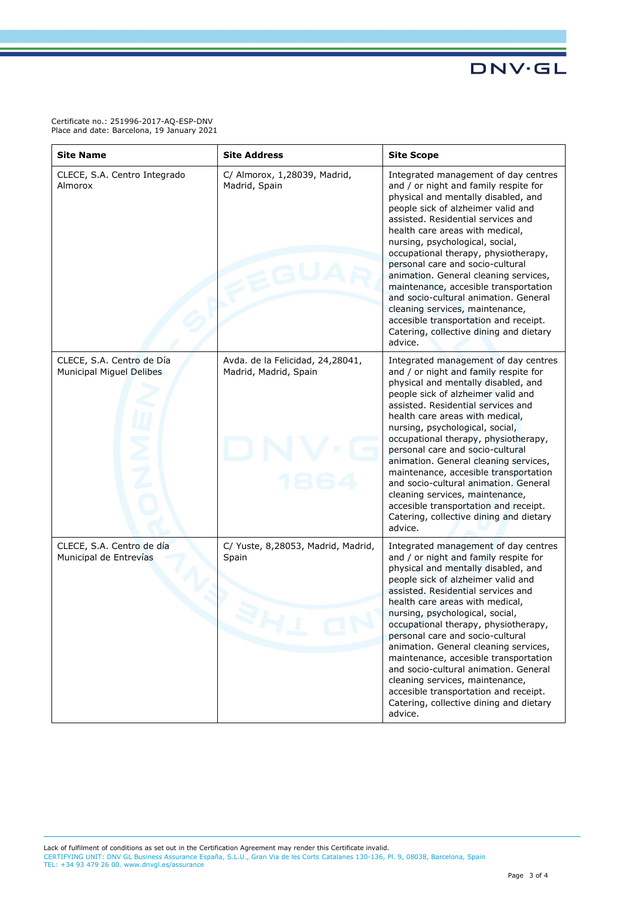Certificate no.: 251996-2017-AQ-ESP-DNV
Place and date: Barcelona, 19 January 2021

| Site Name | Site Address | Site Scope |
|---|---|---|
| CLECE, S.A. Centro Integrado Almorox | C/ Almorox, 1,28039, Madrid, Madrid, Spain | Integrated management of day centres and / or night and family respite for physical and mentally disabled, and people sick of alzheimer valid and assisted. Residential services and health care areas with medical, nursing, psychological, social, occupational therapy, physiotherapy, personal care and socio-cultural animation. General cleaning services, maintenance, accesible transportation and socio-cultural animation. General cleaning services, maintenance, accesible transportation and receipt. Catering, collective dining and dietary advice. |
| CLECE, S.A. Centro de Día Municipal Miguel Delibes | Avda. de la Felicidad, 24,28041, Madrid, Madrid, Spain | Integrated management of day centres and / or night and family respite for physical and mentally disabled, and people sick of alzheimer valid and assisted. Residential services and health care areas with medical, nursing, psychological, social, occupational therapy, physiotherapy, personal care and socio-cultural animation. General cleaning services, maintenance, accesible transportation and socio-cultural animation. General cleaning services, maintenance, accesible transportation and receipt. Catering, collective dining and dietary advice. |
| CLECE, S.A. Centro de día Municipal de Entrevías | C/ Yuste, 8,28053, Madrid, Madrid, Spain | Integrated management of day centres and / or night and family respite for physical and mentally disabled, and people sick of alzheimer valid and assisted. Residential services and health care areas with medical, nursing, psychological, social, occupational therapy, physiotherapy, personal care and socio-cultural animation. General cleaning services, maintenance, accesible transportation and socio-cultural animation. General cleaning services, maintenance, accesible transportation and receipt. Catering, collective dining and dietary advice. |

Lack of fulfilment of conditions as set out in the Certification Agreement may render this Certificate invalid.
CERTIFYING UNIT: DNV GL Business Assurance España, S.L.U., Gran Via de les Corts Catalanes 130-136, Pl. 9, 08038, Barcelona, Spain
TEL: +34 93 479 26 00. www.dnvgl.es/assurance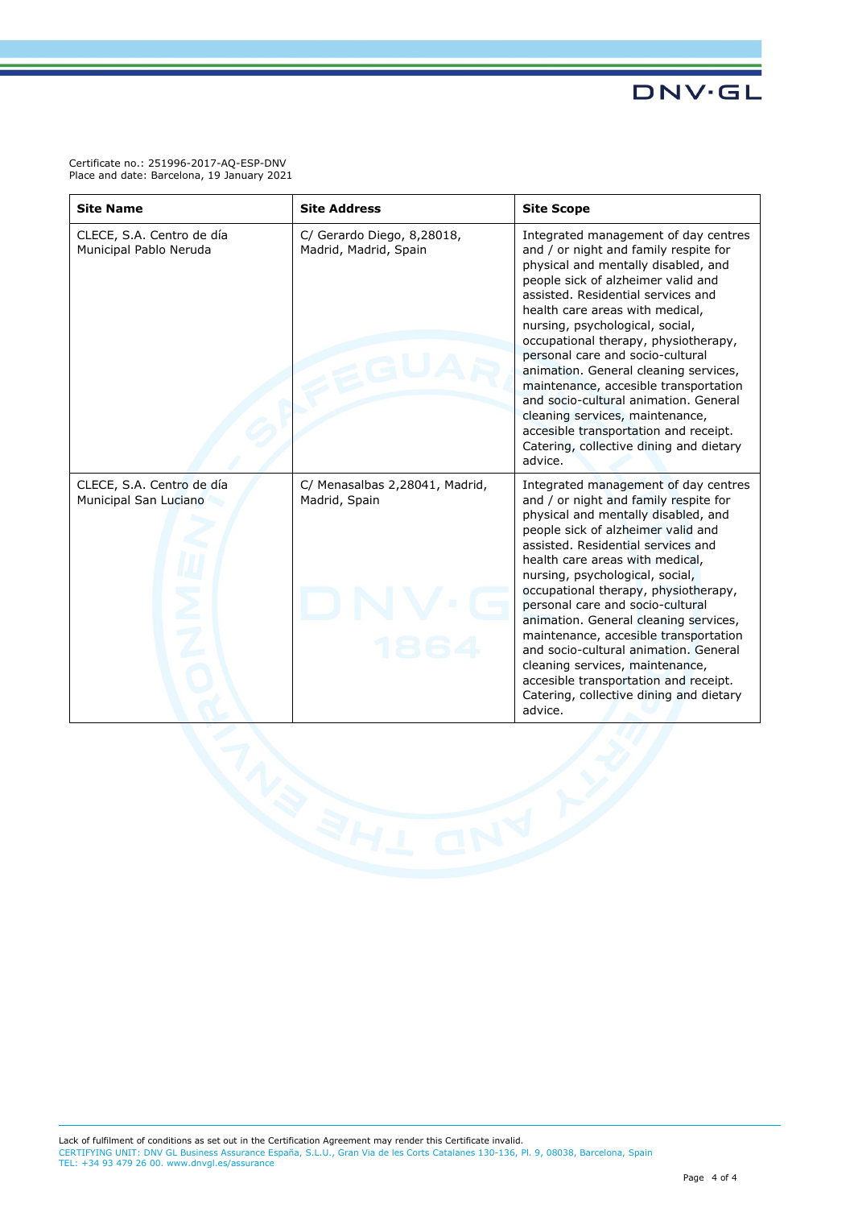Certificate no.: 251996-2017-AQ-ESP-DNV
Place and date: Barcelona, 19 January 2021

| Site Name | Site Address | Site Scope |
|---|---|---|
| CLECE, S.A. Centro de día Municipal Pablo Neruda | C/ Gerardo Diego, 8,28018, Madrid, Madrid, Spain | Integrated management of day centres and / or night and family respite for physical and mentally disabled, and people sick of alzheimer valid and assisted. Residential services and health care areas with medical, nursing, psychological, social, occupational therapy, physiotherapy, personal care and socio-cultural animation. General cleaning services, maintenance, accesible transportation and socio-cultural animation. General cleaning services, maintenance, accesible transportation and receipt. Catering, collective dining and dietary advice. |
| CLECE, S.A. Centro de día Municipal San Luciano | C/ Menasalbas 2,28041, Madrid, Madrid, Spain | Integrated management of day centres and / or night and family respite for physical and mentally disabled, and people sick of alzheimer valid and assisted. Residential services and health care areas with medical, nursing, psychological, social, occupational therapy, physiotherapy, personal care and socio-cultural animation. General cleaning services, maintenance, accesible transportation and socio-cultural animation. General cleaning services, maintenance, accesible transportation and receipt. Catering, collective dining and dietary advice. |

Lack of fulfilment of conditions as set out in the Certification Agreement may render this Certificate invalid.
CERTIFYING UNIT: DNV GL Business Assurance España, S.L.U., Gran Via de les Corts Catalanes 130-136, Pl. 9, 08038, Barcelona, Spain
TEL: +34 93 479 26 00. www.dnvgl.es/assurance